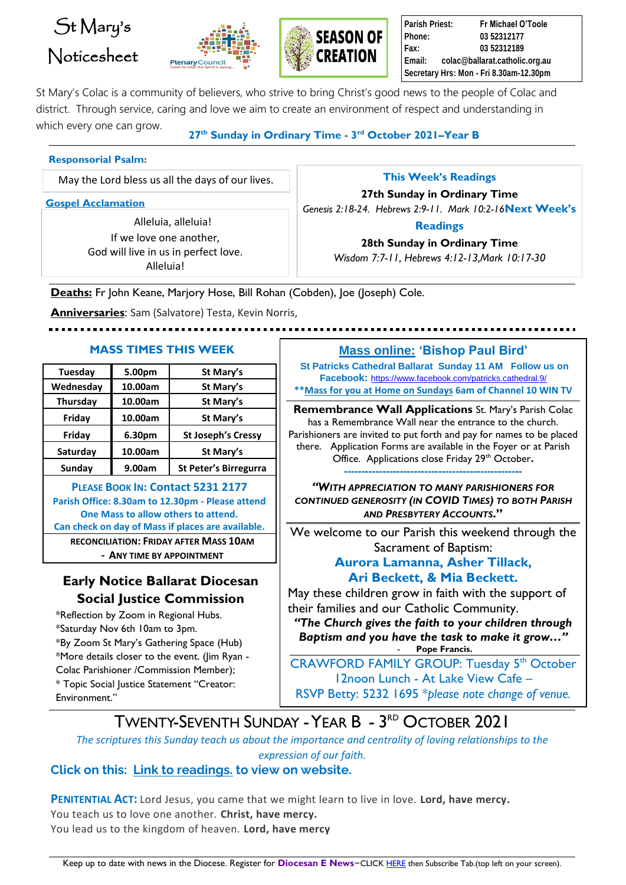# St Mary's Noticesheet

**SEASON OF CREATION**

| | |
|---|---|
| **Parish Priest:** | **Fr Michael O'Toole** |
| **Phone:** | **03 52312177** |
| **Fax:** | **03 52312189** |
| **Email:** | **colac@ballarat.catholic.org.au** |
| **Secretary Hrs: Mon - Fri 8.30am-12.30pm** | |

St Mary's Colac is a community of believers, who strive to bring Christ's good news to the people of Colac and district. Through service, caring and love we aim to create an environment of respect and understanding in which every one can grow.

**27th Sunday in Ordinary Time - 3rd October 2021–Year B**

**Responsorial Psalm:**

May the Lord bless us all the days of our lives.

**Gospel Acclamation**

Alleluia, alleluia!
If we love one another,
God will live in us in perfect love.
Alleluia!

**This Week's Readings**

**27th Sunday in Ordinary Time**

*Genesis 2:18-24. Hebrews 2:9-11. Mark 10:2-16*

**Next Week's Readings**

**28th Sunday in Ordinary Time**

*Wisdom 7:7-11, Hebrews 4:12-13,Mark 10:17-30*

**Deaths:** Fr John Keane, Marjory Hose, Bill Rohan (Cobden), Joe (Joseph) Cole.

**Anniversaries**: Sam (Salvatore) Testa, Kevin Norris,

## MASS TIMES THIS WEEK

| Day | Time | Location |
|---|---|---|
| Tuesday | 5.00pm | St Mary's |
| Wednesday | 10.00am | St Mary's |
| Thursday | 10.00am | St Mary's |
| Friday | 10.00am | St Mary's |
| Friday | 6.30pm | St Joseph's Cressy |
| Saturday | 10.00am | St Mary's |
| Sunday | 9.00am | St Peter's Birregurra |

**PLEASE BOOK IN: Contact 5231 2177**
**Parish Office: 8.30am to 12.30pm - Please attend One Mass to allow others to attend.**
**Can check on day of Mass if places are available.**

**RECONCILIATION: FRIDAY AFTER MASS 10AM**
**- ANY TIME BY APPOINTMENT**

## Early Notice Ballarat Diocesan Social Justice Commission

*Reflection by Zoom in Regional Hubs.
*Saturday Nov 6th 10am to 3pm.
*By Zoom St Mary's Gathering Space (Hub)
*More details closer to the event. (Jim Ryan - Colac Parishioner /Commission Member);
* Topic Social Justice Statement "Creator: Environment."

## Mass online: 'Bishop Paul Bird'

**St Patricks Cathedral Ballarat Sunday 11 AM Follow us on Facebook:** https://www.facebook.com/patricks.cathedral.9/
****Mass for you at Home on Sundays 6am of Channel 10 WIN TV**

**Remembrance Wall Applications** St. Mary's Parish Colac has a Remembrance Wall near the entrance to the church. Parishioners are invited to put forth and pay for names to be placed there. Application Forms are available in the Foyer or at Parish Office. Applications close Friday 29th October**.**

***"WITH APPRECIATION TO MANY PARISHIONERS FOR CONTINUED GENEROSITY (IN COVID TIMES) TO BOTH PARISH AND PRESBYTERY ACCOUNTS."***

We welcome to our Parish this weekend through the Sacrament of Baptism:

**Aurora Lamanna, Asher Tillack, Ari Beckett, & Mia Beckett.**

May these children grow in faith with the support of their families and our Catholic Community.

***"The Church gives the faith to your children through Baptism and you have the task to make it grow…"***
**- Pope Francis.**

CRAWFORD FAMILY GROUP: Tuesday 5th October 12noon Lunch - At Lake View Cafe – RSVP Betty: 5232 1695 **please note change of venue.*

# TWENTY-SEVENTH SUNDAY - YEAR B - 3RD OCTOBER 2021

*The scriptures this Sunday teach us about the importance and centrality of loving relationships to the expression of our faith.*

**Click on this: Link to readings. to view on website.**

**PENITENTIAL ACT:** Lord Jesus, you came that we might learn to live in love. **Lord, have mercy.**
You teach us to love one another. **Christ, have mercy.**
You lead us to the kingdom of heaven. **Lord, have mercy**

Keep up to date with news in the Diocese. Register for **Diocesan E News**–CLICK HERE then Subscribe Tab.(top left on your screen).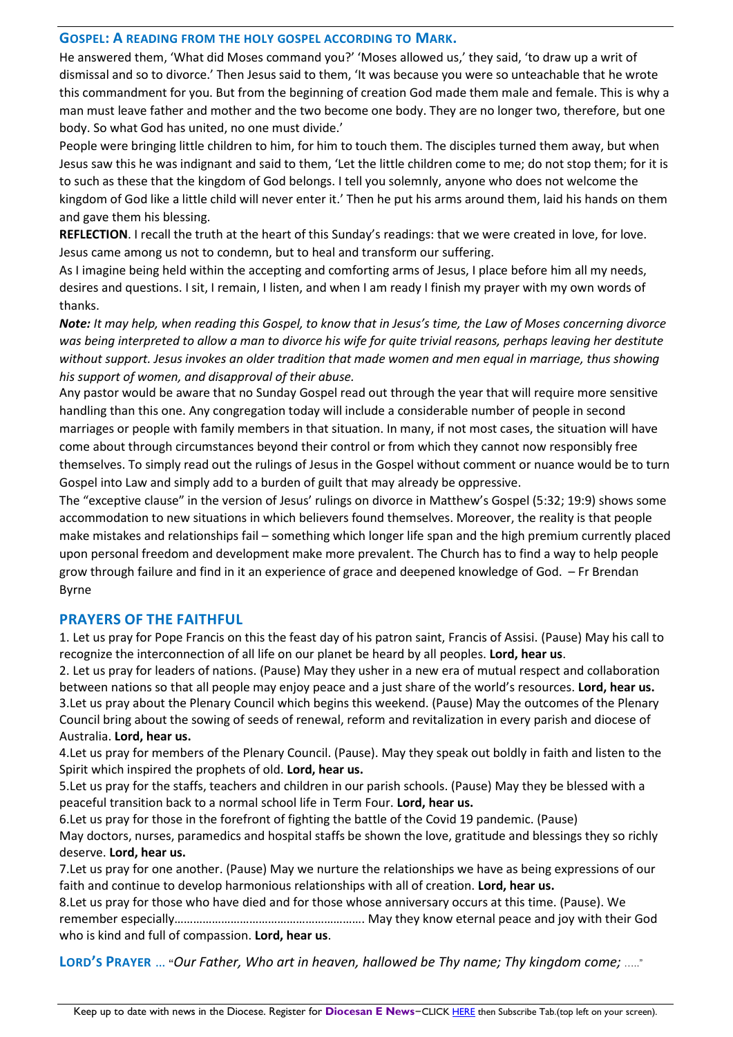## GOSPEL: A READING FROM THE HOLY GOSPEL ACCORDING TO MARK.

He answered them, 'What did Moses command you?' 'Moses allowed us,' they said, 'to draw up a writ of dismissal and so to divorce.' Then Jesus said to them, 'It was because you were so unteachable that he wrote this commandment for you. But from the beginning of creation God made them male and female. This is why a man must leave father and mother and the two become one body. They are no longer two, therefore, but one body. So what God has united, no one must divide.'

People were bringing little children to him, for him to touch them. The disciples turned them away, but when Jesus saw this he was indignant and said to them, 'Let the little children come to me; do not stop them; for it is to such as these that the kingdom of God belongs. I tell you solemnly, anyone who does not welcome the kingdom of God like a little child will never enter it.' Then he put his arms around them, laid his hands on them and gave them his blessing.

**REFLECTION**. I recall the truth at the heart of this Sunday's readings: that we were created in love, for love. Jesus came among us not to condemn, but to heal and transform our suffering.

As I imagine being held within the accepting and comforting arms of Jesus, I place before him all my needs, desires and questions. I sit, I remain, I listen, and when I am ready I finish my prayer with my own words of thanks.

***Note:*** *It may help, when reading this Gospel, to know that in Jesus's time, the Law of Moses concerning divorce was being interpreted to allow a man to divorce his wife for quite trivial reasons, perhaps leaving her destitute without support. Jesus invokes an older tradition that made women and men equal in marriage, thus showing his support of women, and disapproval of their abuse.*

Any pastor would be aware that no Sunday Gospel read out through the year that will require more sensitive handling than this one. Any congregation today will include a considerable number of people in second marriages or people with family members in that situation. In many, if not most cases, the situation will have come about through circumstances beyond their control or from which they cannot now responsibly free themselves. To simply read out the rulings of Jesus in the Gospel without comment or nuance would be to turn Gospel into Law and simply add to a burden of guilt that may already be oppressive.

The "exceptive clause" in the version of Jesus' rulings on divorce in Matthew's Gospel (5:32; 19:9) shows some accommodation to new situations in which believers found themselves. Moreover, the reality is that people make mistakes and relationships fail – something which longer life span and the high premium currently placed upon personal freedom and development make more prevalent. The Church has to find a way to help people grow through failure and find in it an experience of grace and deepened knowledge of God. – Fr Brendan Byrne

## PRAYERS OF THE FAITHFUL

1. Let us pray for Pope Francis on this the feast day of his patron saint, Francis of Assisi. (Pause) May his call to recognize the interconnection of all life on our planet be heard by all peoples. **Lord, hear us**.
2. Let us pray for leaders of nations. (Pause) May they usher in a new era of mutual respect and collaboration between nations so that all people may enjoy peace and a just share of the world's resources. **Lord, hear us.**
3. Let us pray about the Plenary Council which begins this weekend. (Pause) May the outcomes of the Plenary Council bring about the sowing of seeds of renewal, reform and revitalization in every parish and diocese of Australia. **Lord, hear us.**
4. Let us pray for members of the Plenary Council. (Pause). May they speak out boldly in faith and listen to the Spirit which inspired the prophets of old. **Lord, hear us.**
5. Let us pray for the staffs, teachers and children in our parish schools. (Pause) May they be blessed with a peaceful transition back to a normal school life in Term Four. **Lord, hear us.**
6. Let us pray for those in the forefront of fighting the battle of the Covid 19 pandemic. (Pause) May doctors, nurses, paramedics and hospital staffs be shown the love, gratitude and blessings they so richly deserve. **Lord, hear us.**
7. Let us pray for one another. (Pause) May we nurture the relationships we have as being expressions of our faith and continue to develop harmonious relationships with all of creation. **Lord, hear us.**
8. Let us pray for those who have died and for those whose anniversary occurs at this time. (Pause). We remember especially………………………………………………….. May they know eternal peace and joy with their God who is kind and full of compassion. **Lord, hear us**.

**LORD'S PRAYER** … "*Our Father, Who art in heaven, hallowed be Thy name; Thy kingdom come;* ….."

Keep up to date with news in the Diocese. Register for **Diocesan E News**–CLICK HERE then Subscribe Tab.(top left on your screen).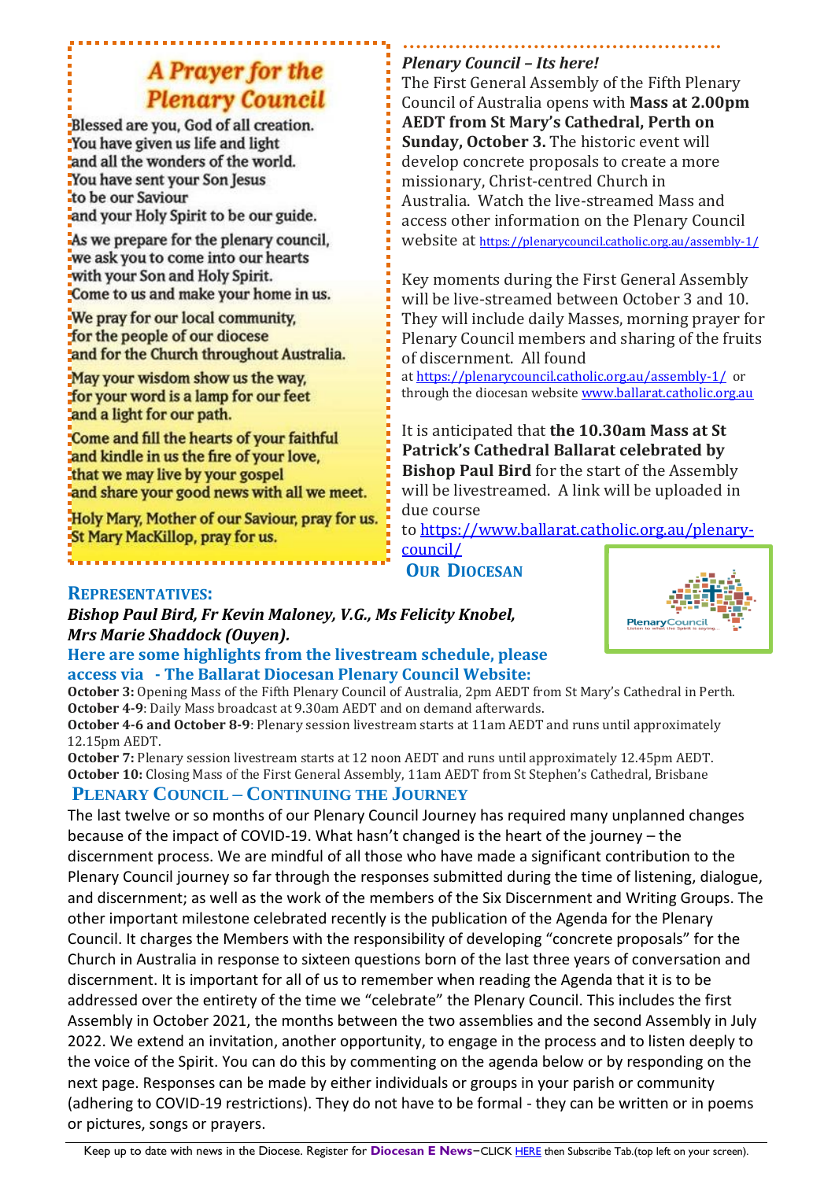## A Prayer for the Plenary Council

Blessed are you, God of all creation.
You have given us life and light
and all the wonders of the world.
You have sent your Son Jesus
to be our Saviour
and your Holy Spirit to be our guide.

As we prepare for the plenary council,
we ask you to come into our hearts
with your Son and Holy Spirit.
Come to us and make your home in us.

We pray for our local community,
for the people of our diocese
and for the Church throughout Australia.

May your wisdom show us the way,
for your word is a lamp for our feet
and a light for our path.

Come and fill the hearts of your faithful
and kindle in us the fire of your love,
that we may live by your gospel
and share your good news with all we meet.

Holy Mary, Mother of our Saviour, pray for us.
St Mary MacKillop, pray for us.

***Plenary Council – Its here!***

The First General Assembly of the Fifth Plenary Council of Australia opens with **Mass at 2.00pm AEDT from St Mary's Cathedral, Perth on Sunday, October 3.** The historic event will develop concrete proposals to create a more missionary, Christ-centred Church in Australia. Watch the live-streamed Mass and access other information on the Plenary Council website at https://plenarycouncil.catholic.org.au/assembly-1/

Key moments during the First General Assembly will be live-streamed between October 3 and 10. They will include daily Masses, morning prayer for Plenary Council members and sharing of the fruits of discernment. All found at https://plenarycouncil.catholic.org.au/assembly-1/ or through the diocesan website www.ballarat.catholic.org.au

It is anticipated that **the 10.30am Mass at St Patrick's Cathedral Ballarat celebrated by Bishop Paul Bird** for the start of the Assembly will be livestreamed. A link will be uploaded in due course to https://www.ballarat.catholic.org.au/plenary-council/

## Our Diocesan Representatives:

***Bishop Paul Bird, Fr Kevin Maloney, V.G., Ms Felicity Knobel, Mrs Marie Shaddock (Ouyen).***

**Here are some highlights from the livestream schedule, please access via - The Ballarat Diocesan Plenary Council Website:**

**October 3:** Opening Mass of the Fifth Plenary Council of Australia, 2pm AEDT from St Mary's Cathedral in Perth.
**October 4-9**: Daily Mass broadcast at 9.30am AEDT and on demand afterwards.
**October 4-6 and October 8-9**: Plenary session livestream starts at 11am AEDT and runs until approximately 12.15pm AEDT.
**October 7:** Plenary session livestream starts at 12 noon AEDT and runs until approximately 12.45pm AEDT.
**October 10:** Closing Mass of the First General Assembly, 11am AEDT from St Stephen's Cathedral, Brisbane

## Plenary Council – Continuing the Journey

The last twelve or so months of our Plenary Council Journey has required many unplanned changes because of the impact of COVID-19. What hasn't changed is the heart of the journey – the discernment process. We are mindful of all those who have made a significant contribution to the Plenary Council journey so far through the responses submitted during the time of listening, dialogue, and discernment; as well as the work of the members of the Six Discernment and Writing Groups. The other important milestone celebrated recently is the publication of the Agenda for the Plenary Council. It charges the Members with the responsibility of developing "concrete proposals" for the Church in Australia in response to sixteen questions born of the last three years of conversation and discernment. It is important for all of us to remember when reading the Agenda that it is to be addressed over the entirety of the time we "celebrate" the Plenary Council. This includes the first Assembly in October 2021, the months between the two assemblies and the second Assembly in July 2022. We extend an invitation, another opportunity, to engage in the process and to listen deeply to the voice of the Spirit. You can do this by commenting on the agenda below or by responding on the next page. Responses can be made by either individuals or groups in your parish or community (adhering to COVID-19 restrictions). They do not have to be formal - they can be written or in poems or pictures, songs or prayers.

Keep up to date with news in the Diocese. Register for **Diocesan E News**–CLICK HERE then Subscribe Tab.(top left on your screen).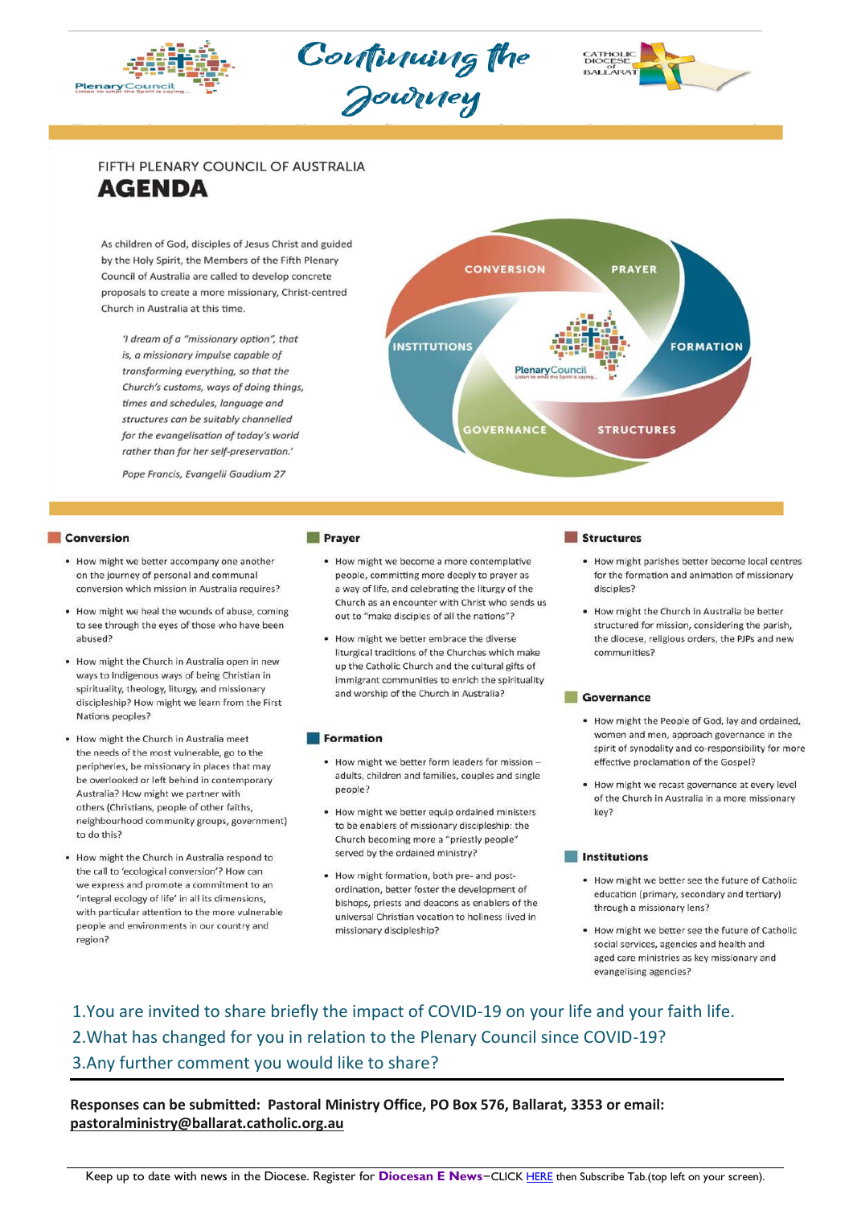# Continuing the Journey

FIFTH PLENARY COUNCIL OF AUSTRALIA

## AGENDA

As children of God, disciples of Jesus Christ and guided by the Holy Spirit, the Members of the Fifth Plenary Council of Australia are called to develop concrete proposals to create a more missionary, Christ-centred Church in Australia at this time.

> *'I dream of a "missionary option", that is, a missionary impulse capable of transforming everything, so that the Church's customs, ways of doing things, times and schedules, language and structures can be suitably channelled for the evangelisation of today's world rather than for her self-preservation.'*
>
> Pope Francis, Evangelii Gaudium 27

CONVERSION

PRAYER

FORMATION

STRUCTURES

GOVERNANCE

INSTITUTIONS

### Conversion

- How might we better accompany one another on the journey of personal and communal conversion which mission in Australia requires?
- How might we heal the wounds of abuse, coming to see through the eyes of those who have been abused?
- How might the Church in Australia open in new ways to Indigenous ways of being Christian in spirituality, theology, liturgy, and missionary discipleship? How might we learn from the First Nations peoples?
- How might the Church in Australia meet the needs of the most vulnerable, go to the peripheries, be missionary in places that may be overlooked or left behind in contemporary Australia? How might we partner with others (Christians, people of other faiths, neighbourhood community groups, government) to do this?
- How might the Church in Australia respond to the call to 'ecological conversion'? How can we express and promote a commitment to an 'integral ecology of life' in all its dimensions, with particular attention to the more vulnerable people and environments in our country and region?

### Prayer

- How might we become a more contemplative people, committing more deeply to prayer as a way of life, and celebrating the liturgy of the Church as an encounter with Christ who sends us out to "make disciples of all the nations"?
- How might we better embrace the diverse liturgical traditions of the Churches which make up the Catholic Church and the cultural gifts of immigrant communities to enrich the spirituality and worship of the Church in Australia?

### Formation

- How might we better form leaders for mission – adults, children and families, couples and single people?
- How might we better equip ordained ministers to be enablers of missionary discipleship: the Church becoming more a "priestly people" served by the ordained ministry?
- How might formation, both pre- and post-ordination, better foster the development of bishops, priests and deacons as enablers of the universal Christian vocation to holiness lived in missionary discipleship?

### Structures

- How might parishes better become local centres for the formation and animation of missionary disciples?
- How might the Church in Australia be better structured for mission, considering the parish, the diocese, religious orders, the PJPs and new communities?

### Governance

- How might the People of God, lay and ordained, women and men, approach governance in the spirit of synodality and co-responsibility for more effective proclamation of the Gospel?
- How might we recast governance at every level of the Church in Australia in a more missionary key?

### Institutions

- How might we better see the future of Catholic education (primary, secondary and tertiary) through a missionary lens?
- How might we better see the future of Catholic social services, agencies and health and aged care ministries as key missionary and evangelising agencies?

1. You are invited to share briefly the impact of COVID-19 on your life and your faith life.
2. What has changed for you in relation to the Plenary Council since COVID-19?
3. Any further comment you would like to share?

**Responses can be submitted: Pastoral Ministry Office, PO Box 576, Ballarat, 3353 or email: pastoralministry@ballarat.catholic.org.au**

Keep up to date with news in the Diocese. Register for **Diocesan E News**–CLICK HERE then Subscribe Tab.(top left on your screen).